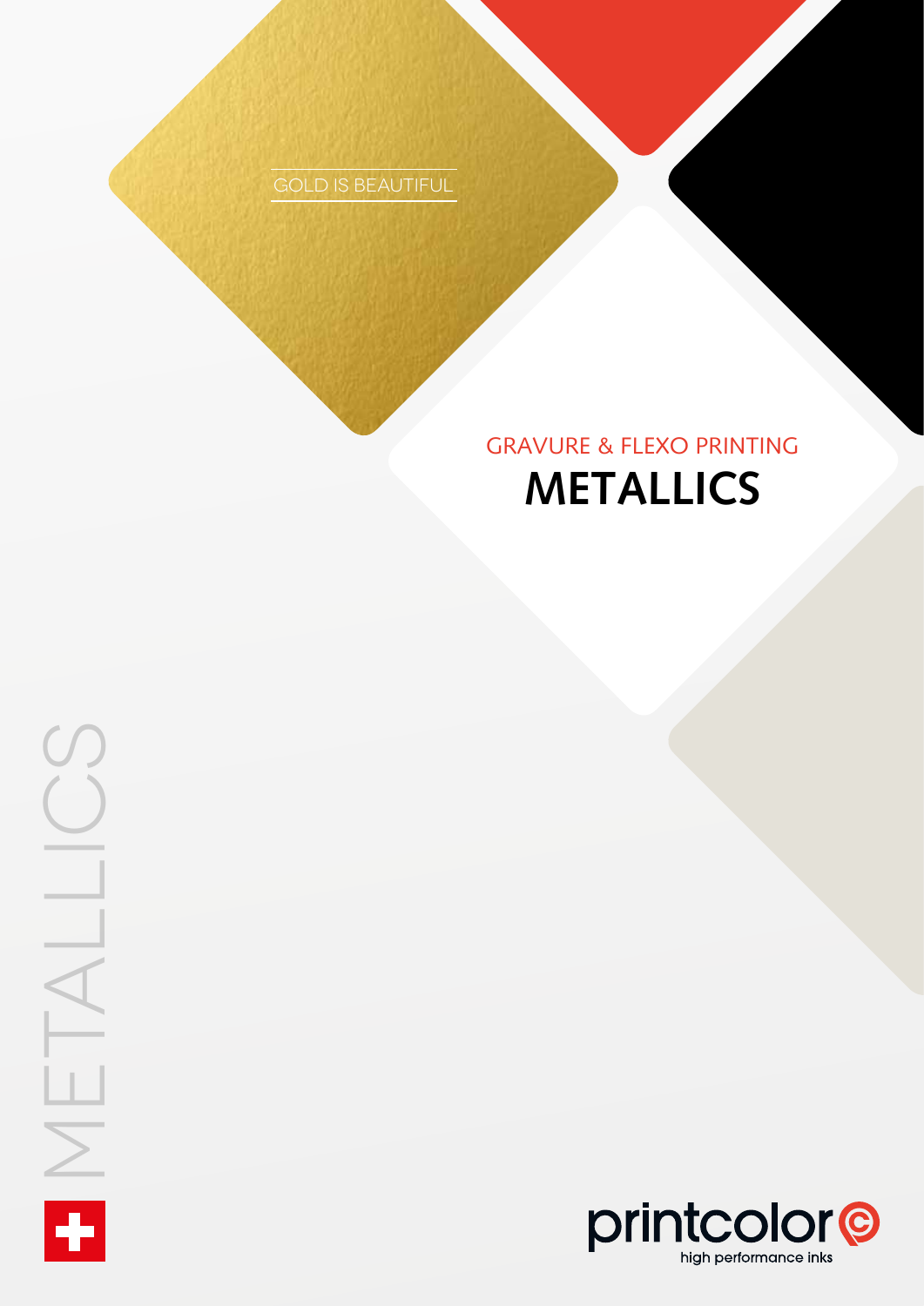GOLD IS BEAUTIFUL

GRAVURE & FLEXO PRINTING

# METALLICS

METALLICS

printcolor

high performance inks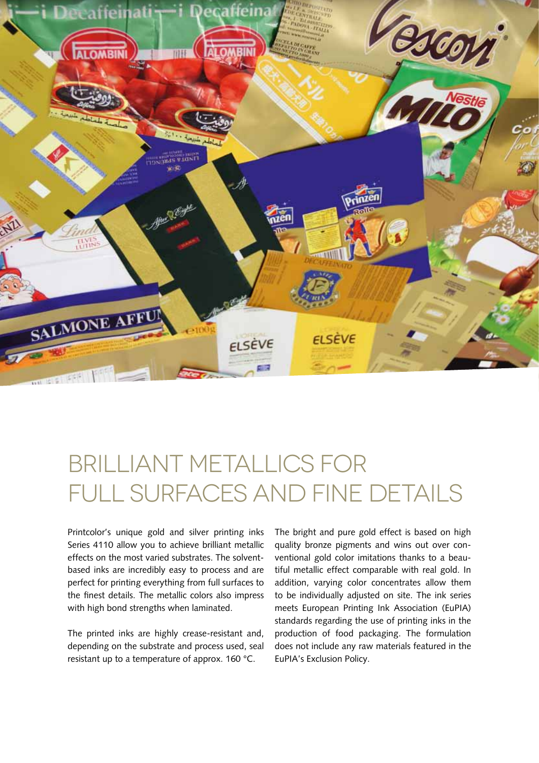# BRILLIANT METALLICS FOR FULL SURFACES AND FINE DETAILS

Printcolor's unique gold and silver printing inks Series 4110 allow you to achieve brilliant metallic effects on the most varied substrates. The solvent-based inks are incredibly easy to process and are perfect for printing everything from full surfaces to the finest details. The metallic colors also impress with high bond strengths when laminated.

The printed inks are highly crease-resistant and, depending on the substrate and process used, seal resistant up to a temperature of approx. 160 °C.

The bright and pure gold effect is based on high quality bronze pigments and wins out over conventional gold color imitations thanks to a beautiful metallic effect comparable with real gold. In addition, varying color concentrates allow them to be individually adjusted on site. The ink series meets European Printing Ink Association (EuPIA) standards regarding the use of printing inks in the production of food packaging. The formulation does not include any raw materials featured in the EuPIA's Exclusion Policy.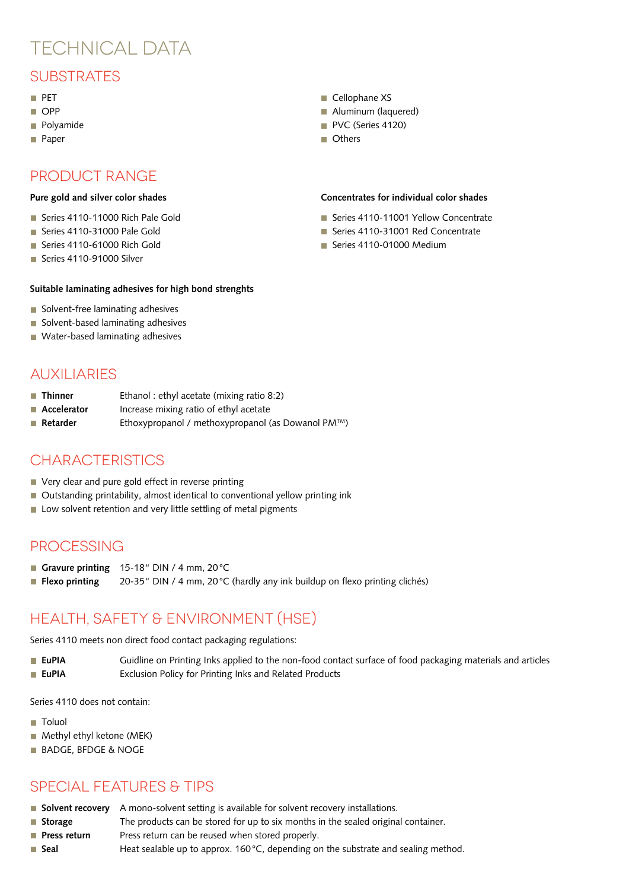# TECHNICAL DATA

## SUBSTRATES

- PET
- OPP
- Polyamide
- Paper
- Cellophane XS
- Aluminum (laquered)
- PVC (Series 4120)
- Others

## PRODUCT RANGE

**Pure gold and silver color shades**

- Series 4110-11000 Rich Pale Gold
- Series 4110-31000 Pale Gold
- Series 4110-61000 Rich Gold
- Series 4110-91000 Silver

**Concentrates for individual color shades**

- Series 4110-11001 Yellow Concentrate
- Series 4110-31001 Red Concentrate
- Series 4110-01000 Medium

**Suitable laminating adhesives for high bond strenghts**

- Solvent-free laminating adhesives
- Solvent-based laminating adhesives
- Water-based laminating adhesives

## AUXILIARIES

- **Thinner** Ethanol : ethyl acetate (mixing ratio 8:2)
- **Accelerator** Increase mixing ratio of ethyl acetate
- **Retarder** Ethoxypropanol / methoxypropanol (as Dowanol PM™)

## CHARACTERISTICS

- Very clear and pure gold effect in reverse printing
- Outstanding printability, almost identical to conventional yellow printing ink
- Low solvent retention and very little settling of metal pigments

## PROCESSING

- **Gravure printing** 15-18" DIN / 4 mm, 20 °C
- **Flexo printing** 20-35" DIN / 4 mm, 20 °C (hardly any ink buildup on flexo printing clichés)

## HEALTH, SAFETY & ENVIRONMENT (HSE)

Series 4110 meets non direct food contact packaging regulations:

- **EuPIA** Guidline on Printing Inks applied to the non-food contact surface of food packaging materials and articles
- **EuPIA** Exclusion Policy for Printing Inks and Related Products

Series 4110 does not contain:

- Toluol
- Methyl ethyl ketone (MEK)
- BADGE, BFDGE & NOGE

## SPECIAL FEATURES & TIPS

- **Solvent recovery** A mono-solvent setting is available for solvent recovery installations.
- **Storage** The products can be stored for up to six months in the sealed original container.
- **Press return** Press return can be reused when stored properly.
- **Seal** Heat sealable up to approx. 160 °C, depending on the substrate and sealing method.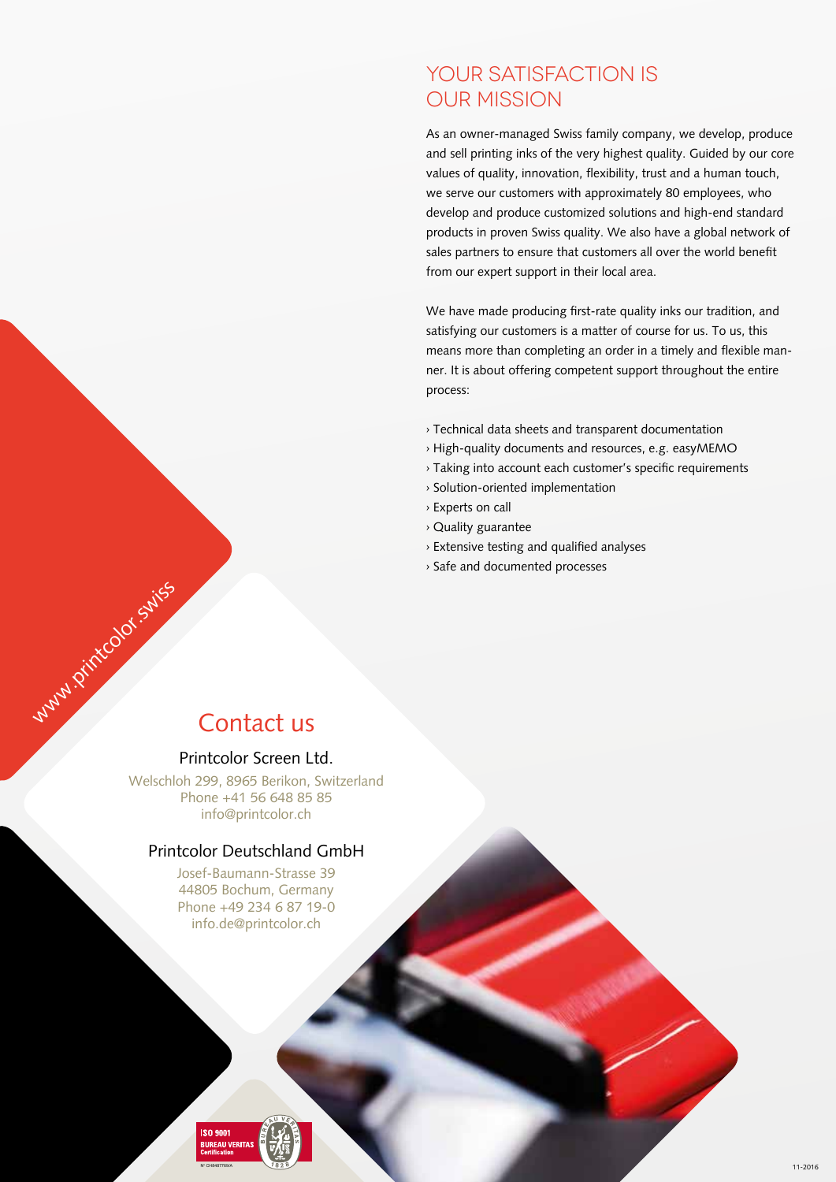## YOUR SATISFACTION IS OUR MISSION

As an owner-managed Swiss family company, we develop, produce and sell printing inks of the very highest quality. Guided by our core values of quality, innovation, flexibility, trust and a human touch, we serve our customers with approximately 80 employees, who develop and produce customized solutions and high-end standard products in proven Swiss quality. We also have a global network of sales partners to ensure that customers all over the world benefit from our expert support in their local area.

We have made producing first-rate quality inks our tradition, and satisfying our customers is a matter of course for us. To us, this means more than completing an order in a timely and flexible manner. It is about offering competent support throughout the entire process:

› Technical data sheets and transparent documentation
› High-quality documents and resources, e.g. easyMEMO
› Taking into account each customer's specific requirements
› Solution-oriented implementation
› Experts on call
› Quality guarantee
› Extensive testing and qualified analyses
› Safe and documented processes

www.printcolor.swiss

## Contact us

Printcolor Screen Ltd.
Welschloh 299, 8965 Berikon, Switzerland
Phone +41 56 648 85 85
info@printcolor.ch

Printcolor Deutschland GmbH
Josef-Baumann-Strasse 39
44805 Bochum, Germany
Phone +49 234 6 87 19-0
info.de@printcolor.ch

ISO 9001
BUREAU VERITAS
Certification

11-2016